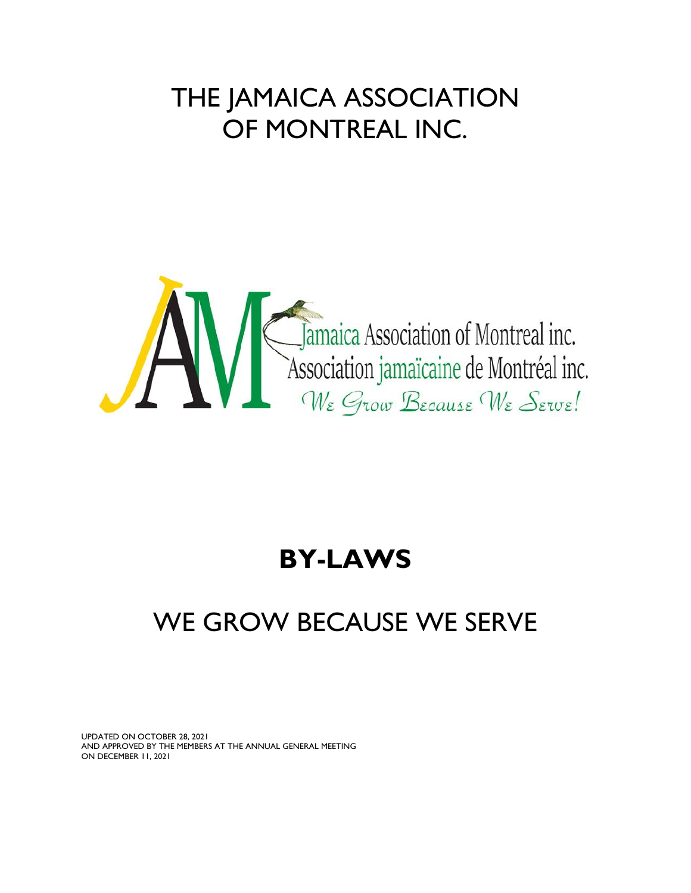# THE JAMAICA ASSOCIATION OF MONTREAL INC.

Jamaica Association of Montreal inc.
Association jamaïcaine de Montréal inc.
*We Grow Because We Serve!*

# BY-LAWS

## WE GROW BECAUSE WE SERVE

UPDATED ON OCTOBER 28, 2021
AND APPROVED BY THE MEMBERS AT THE ANNUAL GENERAL MEETING
ON DECEMBER 11, 2021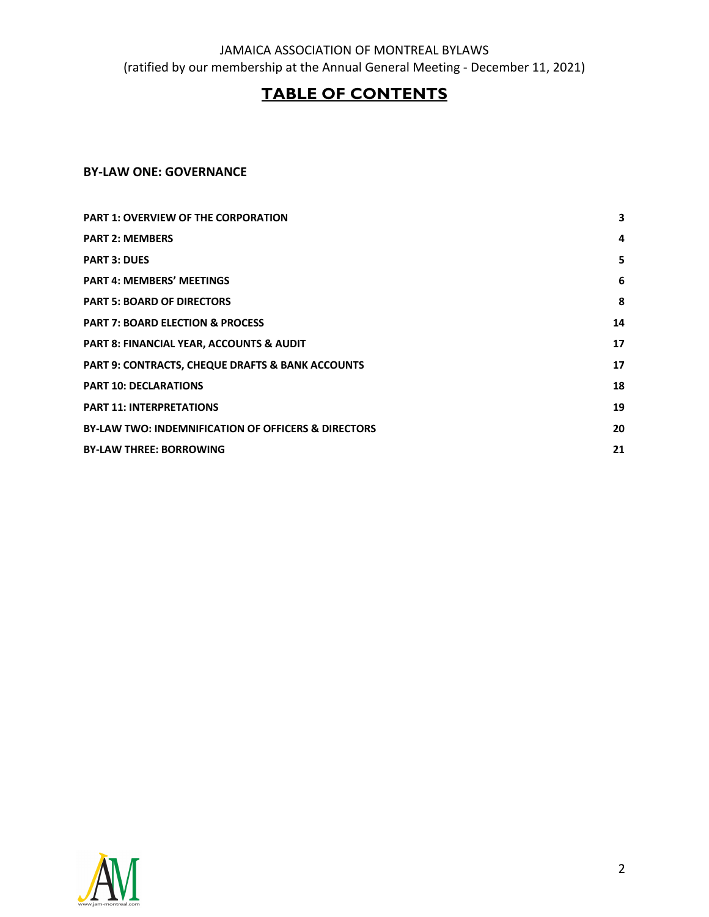JAMAICA ASSOCIATION OF MONTREAL BYLAWS
(ratified by our membership at the Annual General Meeting - December 11, 2021)

# TABLE OF CONTENTS

## BY-LAW ONE: GOVERNANCE

| | |
|---|---|
| **PART 1: OVERVIEW OF THE CORPORATION** | **3** |
| **PART 2: MEMBERS** | **4** |
| **PART 3: DUES** | **5** |
| **PART 4: MEMBERS' MEETINGS** | **6** |
| **PART 5: BOARD OF DIRECTORS** | **8** |
| **PART 7: BOARD ELECTION & PROCESS** | **14** |
| **PART 8: FINANCIAL YEAR, ACCOUNTS & AUDIT** | **17** |
| **PART 9: CONTRACTS, CHEQUE DRAFTS & BANK ACCOUNTS** | **17** |
| **PART 10: DECLARATIONS** | **18** |
| **PART 11: INTERPRETATIONS** | **19** |
| **BY-LAW TWO: INDEMNIFICATION OF OFFICERS & DIRECTORS** | **20** |
| **BY-LAW THREE: BORROWING** | **21** |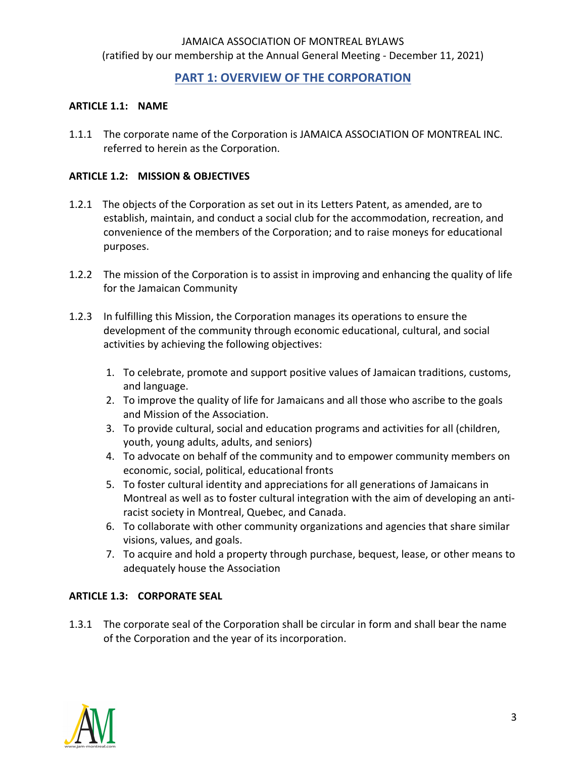JAMAICA ASSOCIATION OF MONTREAL BYLAWS
(ratified by our membership at the Annual General Meeting - December 11, 2021)

## PART 1: OVERVIEW OF THE CORPORATION

### ARTICLE 1.1: NAME

1.1.1 The corporate name of the Corporation is JAMAICA ASSOCIATION OF MONTREAL INC. referred to herein as the Corporation.

### ARTICLE 1.2: MISSION & OBJECTIVES

1.2.1 The objects of the Corporation as set out in its Letters Patent, as amended, are to establish, maintain, and conduct a social club for the accommodation, recreation, and convenience of the members of the Corporation; and to raise moneys for educational purposes.

1.2.2 The mission of the Corporation is to assist in improving and enhancing the quality of life for the Jamaican Community

1.2.3 In fulfilling this Mission, the Corporation manages its operations to ensure the development of the community through economic educational, cultural, and social activities by achieving the following objectives:

1. To celebrate, promote and support positive values of Jamaican traditions, customs, and language.
2. To improve the quality of life for Jamaicans and all those who ascribe to the goals and Mission of the Association.
3. To provide cultural, social and education programs and activities for all (children, youth, young adults, adults, and seniors)
4. To advocate on behalf of the community and to empower community members on economic, social, political, educational fronts
5. To foster cultural identity and appreciations for all generations of Jamaicans in Montreal as well as to foster cultural integration with the aim of developing an anti-racist society in Montreal, Quebec, and Canada.
6. To collaborate with other community organizations and agencies that share similar visions, values, and goals.
7. To acquire and hold a property through purchase, bequest, lease, or other means to adequately house the Association

### ARTICLE 1.3: CORPORATE SEAL

1.3.1 The corporate seal of the Corporation shall be circular in form and shall bear the name of the Corporation and the year of its incorporation.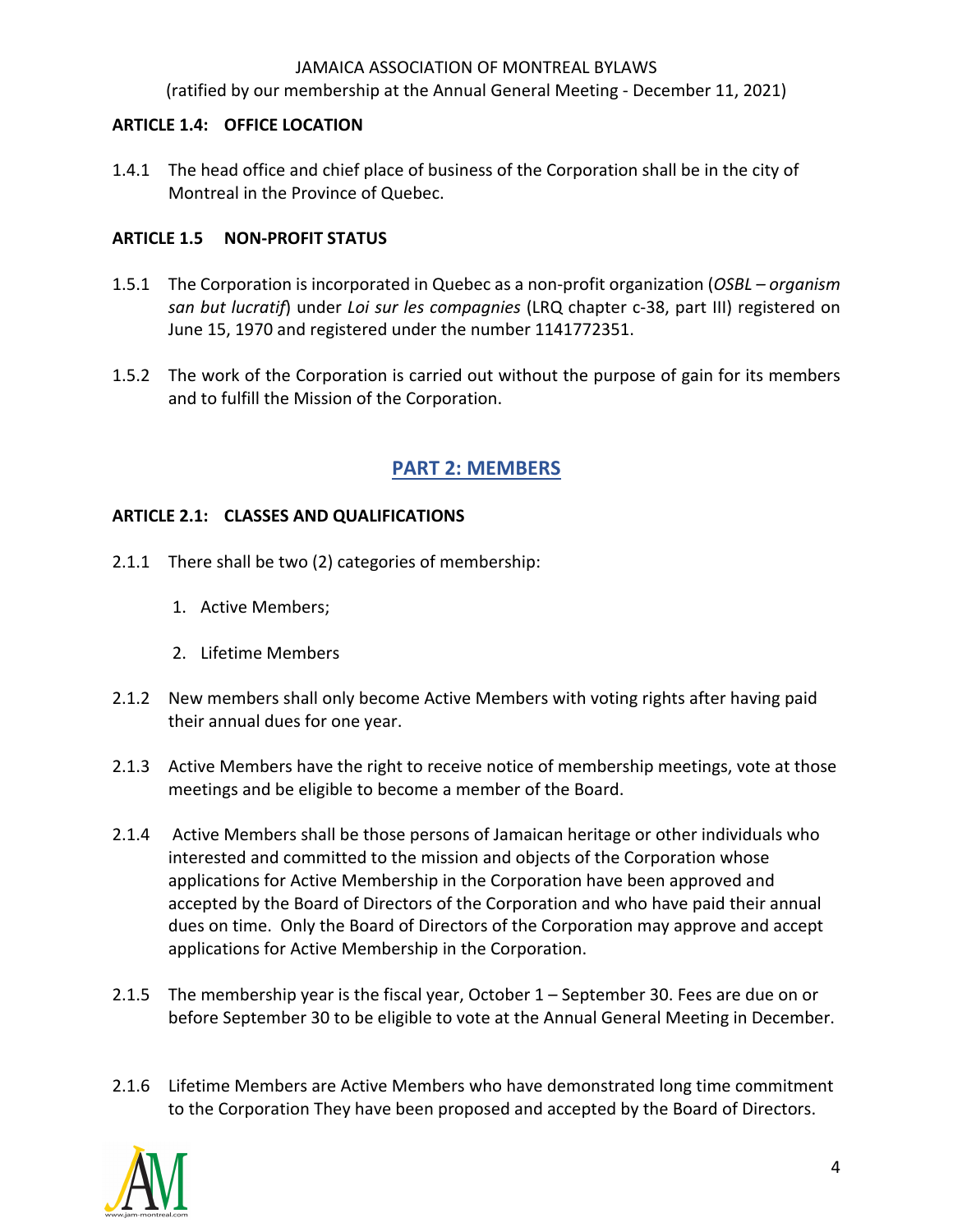### ARTICLE 1.4: OFFICE LOCATION

1.4.1 The head office and chief place of business of the Corporation shall be in the city of Montreal in the Province of Quebec.

### ARTICLE 1.5 NON-PROFIT STATUS

1.5.1 The Corporation is incorporated in Quebec as a non-profit organization (*OSBL – organism san but lucratif*) under *Loi sur les compagnies* (LRQ chapter c-38, part III) registered on June 15, 1970 and registered under the number 1141772351.

1.5.2 The work of the Corporation is carried out without the purpose of gain for its members and to fulfill the Mission of the Corporation.

## PART 2: MEMBERS

### ARTICLE 2.1: CLASSES AND QUALIFICATIONS

2.1.1 There shall be two (2) categories of membership:

1. Active Members;
2. Lifetime Members

2.1.2 New members shall only become Active Members with voting rights after having paid their annual dues for one year.

2.1.3 Active Members have the right to receive notice of membership meetings, vote at those meetings and be eligible to become a member of the Board.

2.1.4 Active Members shall be those persons of Jamaican heritage or other individuals who interested and committed to the mission and objects of the Corporation whose applications for Active Membership in the Corporation have been approved and accepted by the Board of Directors of the Corporation and who have paid their annual dues on time. Only the Board of Directors of the Corporation may approve and accept applications for Active Membership in the Corporation.

2.1.5 The membership year is the fiscal year, October 1 – September 30. Fees are due on or before September 30 to be eligible to vote at the Annual General Meeting in December.

2.1.6 Lifetime Members are Active Members who have demonstrated long time commitment to the Corporation They have been proposed and accepted by the Board of Directors.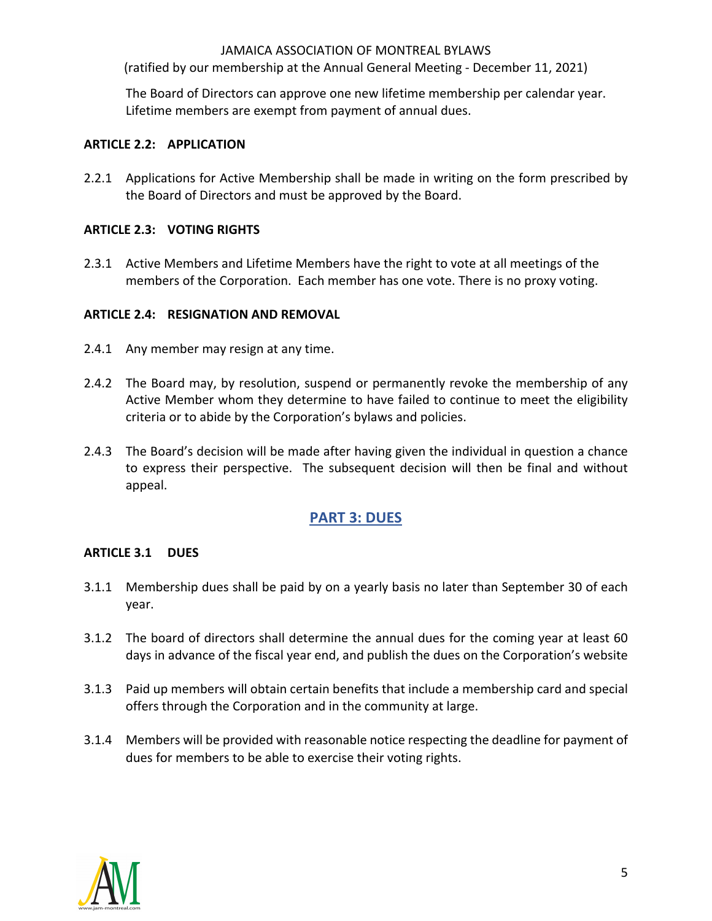The Board of Directors can approve one new lifetime membership per calendar year. Lifetime members are exempt from payment of annual dues.

### ARTICLE 2.2: APPLICATION

2.2.1 Applications for Active Membership shall be made in writing on the form prescribed by the Board of Directors and must be approved by the Board.

### ARTICLE 2.3: VOTING RIGHTS

2.3.1 Active Members and Lifetime Members have the right to vote at all meetings of the members of the Corporation. Each member has one vote. There is no proxy voting.

### ARTICLE 2.4: RESIGNATION AND REMOVAL

2.4.1 Any member may resign at any time.

2.4.2 The Board may, by resolution, suspend or permanently revoke the membership of any Active Member whom they determine to have failed to continue to meet the eligibility criteria or to abide by the Corporation's bylaws and policies.

2.4.3 The Board's decision will be made after having given the individual in question a chance to express their perspective. The subsequent decision will then be final and without appeal.

## PART 3: DUES

### ARTICLE 3.1 DUES

3.1.1 Membership dues shall be paid by on a yearly basis no later than September 30 of each year.

3.1.2 The board of directors shall determine the annual dues for the coming year at least 60 days in advance of the fiscal year end, and publish the dues on the Corporation's website

3.1.3 Paid up members will obtain certain benefits that include a membership card and special offers through the Corporation and in the community at large.

3.1.4 Members will be provided with reasonable notice respecting the deadline for payment of dues for members to be able to exercise their voting rights.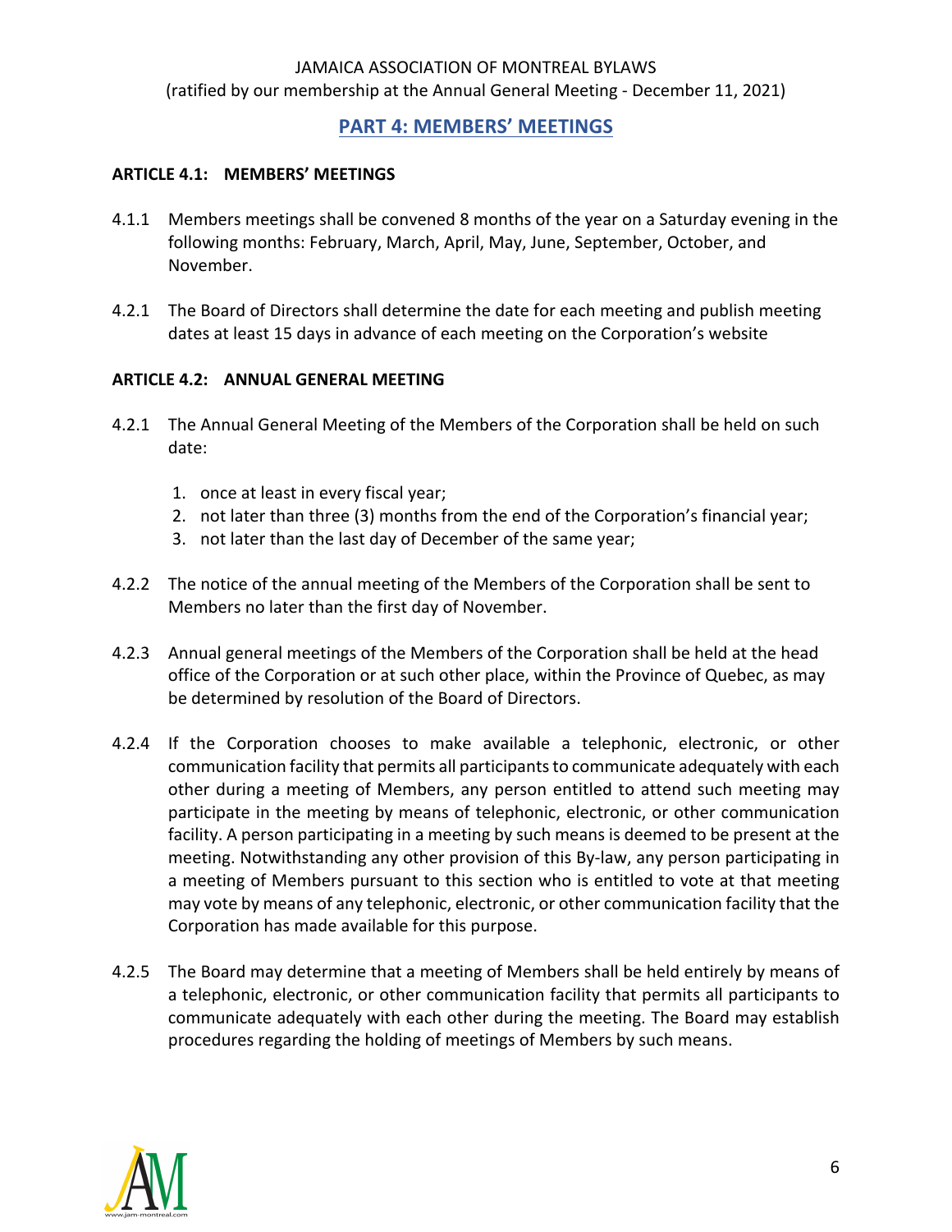## PART 4: MEMBERS' MEETINGS

**ARTICLE 4.1: MEMBERS' MEETINGS**

4.1.1 Members meetings shall be convened 8 months of the year on a Saturday evening in the following months: February, March, April, May, June, September, October, and November.

4.2.1 The Board of Directors shall determine the date for each meeting and publish meeting dates at least 15 days in advance of each meeting on the Corporation's website

**ARTICLE 4.2: ANNUAL GENERAL MEETING**

4.2.1 The Annual General Meeting of the Members of the Corporation shall be held on such date:

1. once at least in every fiscal year;
2. not later than three (3) months from the end of the Corporation's financial year;
3. not later than the last day of December of the same year;

4.2.2 The notice of the annual meeting of the Members of the Corporation shall be sent to Members no later than the first day of November.

4.2.3 Annual general meetings of the Members of the Corporation shall be held at the head office of the Corporation or at such other place, within the Province of Quebec, as may be determined by resolution of the Board of Directors.

4.2.4 If the Corporation chooses to make available a telephonic, electronic, or other communication facility that permits all participants to communicate adequately with each other during a meeting of Members, any person entitled to attend such meeting may participate in the meeting by means of telephonic, electronic, or other communication facility. A person participating in a meeting by such means is deemed to be present at the meeting. Notwithstanding any other provision of this By-law, any person participating in a meeting of Members pursuant to this section who is entitled to vote at that meeting may vote by means of any telephonic, electronic, or other communication facility that the Corporation has made available for this purpose.

4.2.5 The Board may determine that a meeting of Members shall be held entirely by means of a telephonic, electronic, or other communication facility that permits all participants to communicate adequately with each other during the meeting. The Board may establish procedures regarding the holding of meetings of Members by such means.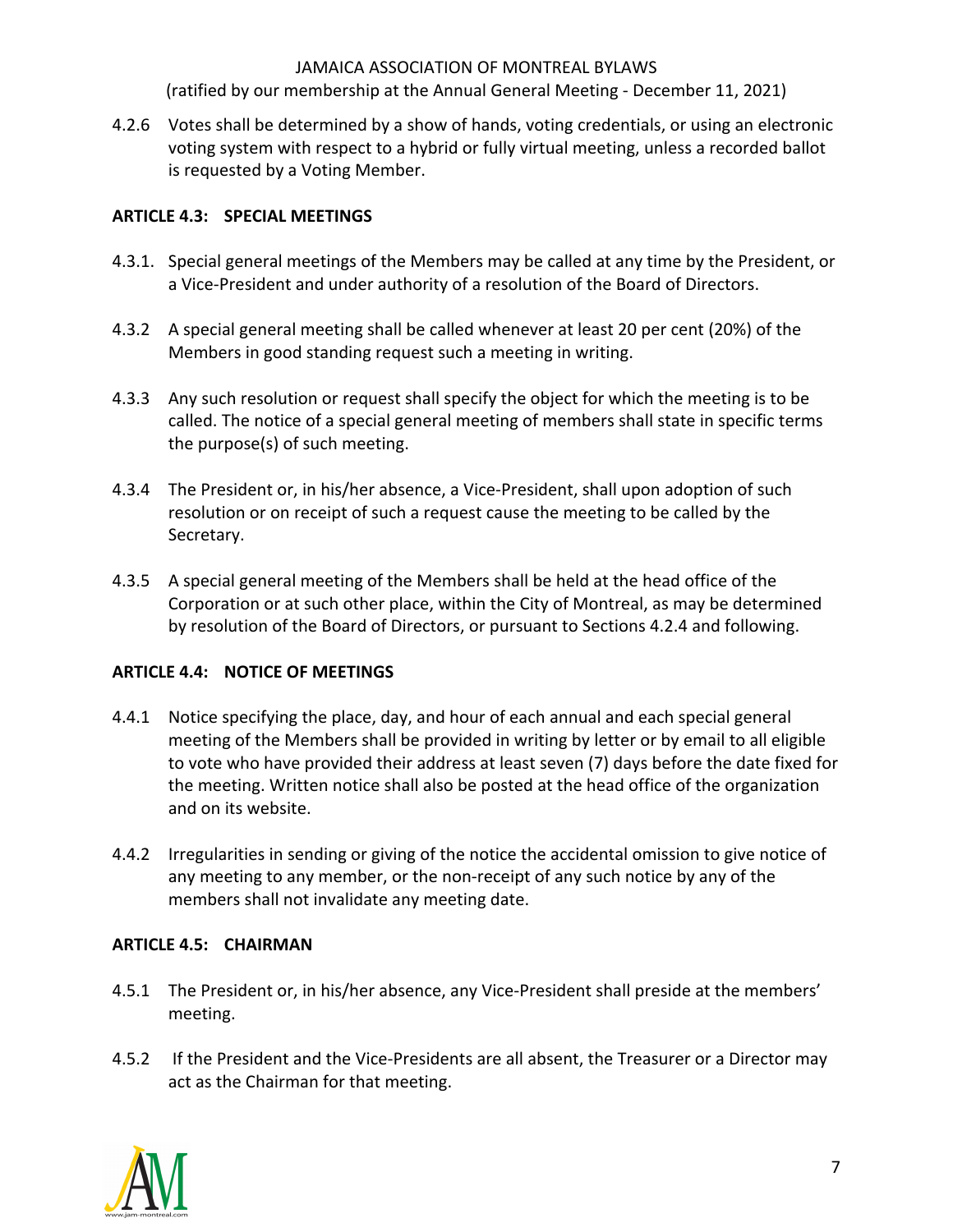4.2.6 Votes shall be determined by a show of hands, voting credentials, or using an electronic voting system with respect to a hybrid or fully virtual meeting, unless a recorded ballot is requested by a Voting Member.

**ARTICLE 4.3: SPECIAL MEETINGS**

4.3.1. Special general meetings of the Members may be called at any time by the President, or a Vice-President and under authority of a resolution of the Board of Directors.

4.3.2 A special general meeting shall be called whenever at least 20 per cent (20%) of the Members in good standing request such a meeting in writing.

4.3.3 Any such resolution or request shall specify the object for which the meeting is to be called. The notice of a special general meeting of members shall state in specific terms the purpose(s) of such meeting.

4.3.4 The President or, in his/her absence, a Vice-President, shall upon adoption of such resolution or on receipt of such a request cause the meeting to be called by the Secretary.

4.3.5 A special general meeting of the Members shall be held at the head office of the Corporation or at such other place, within the City of Montreal, as may be determined by resolution of the Board of Directors, or pursuant to Sections 4.2.4 and following.

**ARTICLE 4.4: NOTICE OF MEETINGS**

4.4.1 Notice specifying the place, day, and hour of each annual and each special general meeting of the Members shall be provided in writing by letter or by email to all eligible to vote who have provided their address at least seven (7) days before the date fixed for the meeting. Written notice shall also be posted at the head office of the organization and on its website.

4.4.2 Irregularities in sending or giving of the notice the accidental omission to give notice of any meeting to any member, or the non-receipt of any such notice by any of the members shall not invalidate any meeting date.

**ARTICLE 4.5: CHAIRMAN**

4.5.1 The President or, in his/her absence, any Vice-President shall preside at the members' meeting.

4.5.2 If the President and the Vice-Presidents are all absent, the Treasurer or a Director may act as the Chairman for that meeting.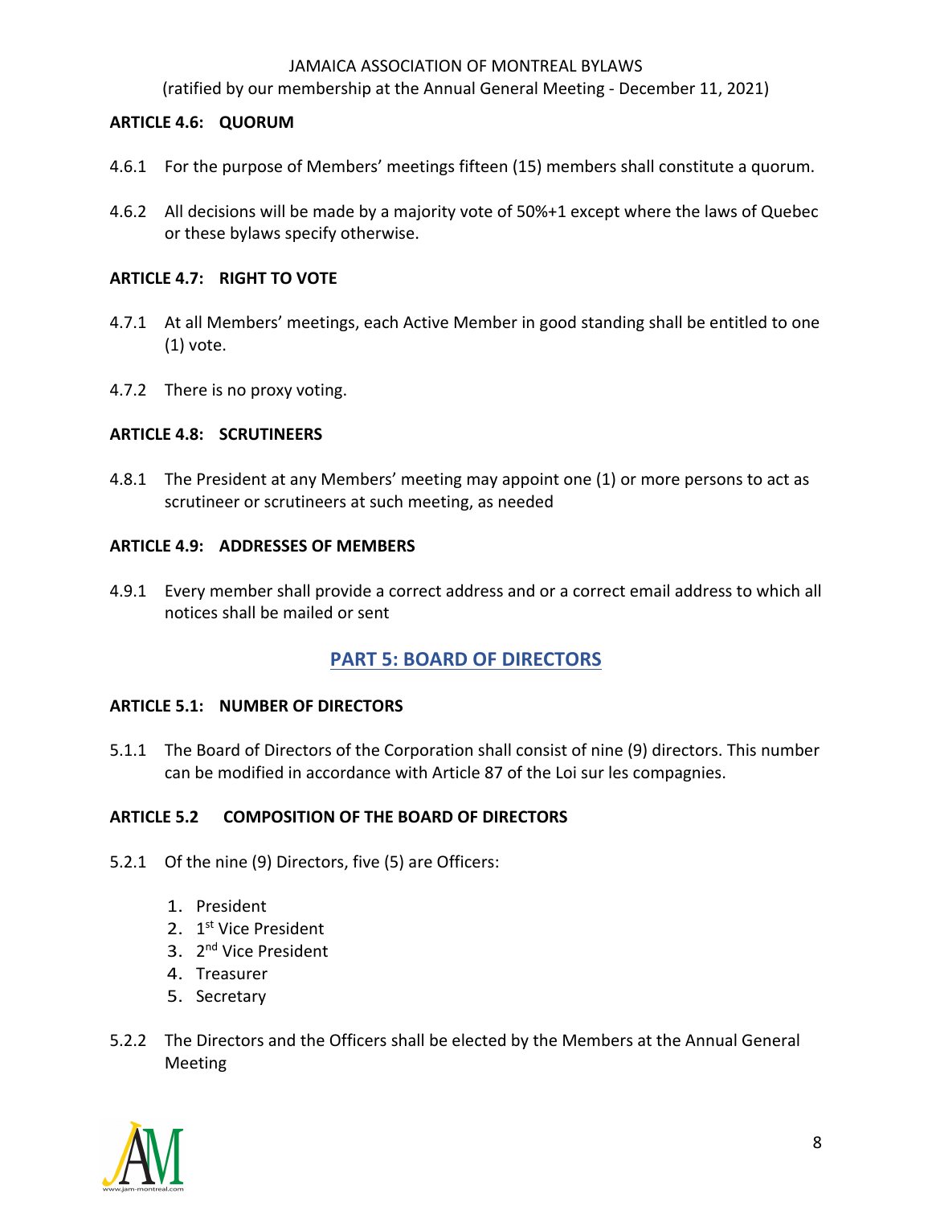### ARTICLE 4.6: QUORUM

4.6.1 For the purpose of Members' meetings fifteen (15) members shall constitute a quorum.

4.6.2 All decisions will be made by a majority vote of 50%+1 except where the laws of Quebec or these bylaws specify otherwise.

### ARTICLE 4.7: RIGHT TO VOTE

4.7.1 At all Members' meetings, each Active Member in good standing shall be entitled to one (1) vote.

4.7.2 There is no proxy voting.

### ARTICLE 4.8: SCRUTINEERS

4.8.1 The President at any Members' meeting may appoint one (1) or more persons to act as scrutineer or scrutineers at such meeting, as needed

### ARTICLE 4.9: ADDRESSES OF MEMBERS

4.9.1 Every member shall provide a correct address and or a correct email address to which all notices shall be mailed or sent

## PART 5: BOARD OF DIRECTORS

### ARTICLE 5.1: NUMBER OF DIRECTORS

5.1.1 The Board of Directors of the Corporation shall consist of nine (9) directors. This number can be modified in accordance with Article 87 of the Loi sur les compagnies.

### ARTICLE 5.2 COMPOSITION OF THE BOARD OF DIRECTORS

5.2.1 Of the nine (9) Directors, five (5) are Officers:

1. President
2. 1st Vice President
3. 2nd Vice President
4. Treasurer
5. Secretary

5.2.2 The Directors and the Officers shall be elected by the Members at the Annual General Meeting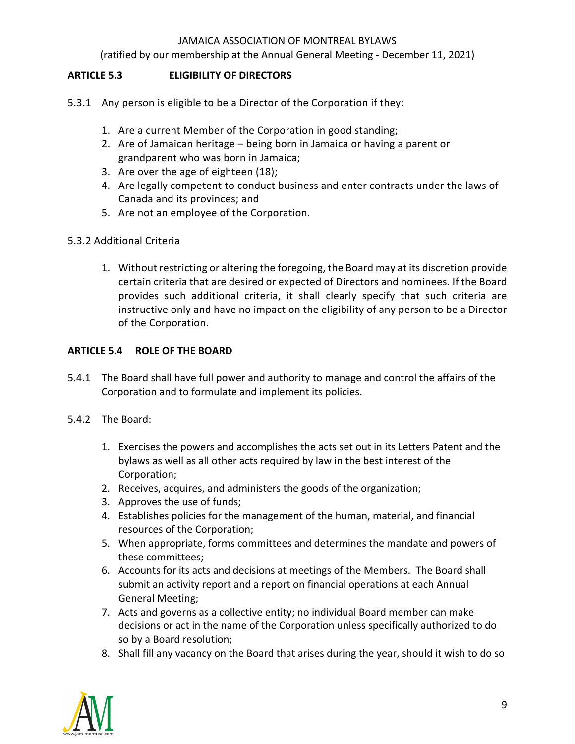### ARTICLE 5.3 ELIGIBILITY OF DIRECTORS

5.3.1 Any person is eligible to be a Director of the Corporation if they:

1. Are a current Member of the Corporation in good standing;
2. Are of Jamaican heritage – being born in Jamaica or having a parent or grandparent who was born in Jamaica;
3. Are over the age of eighteen (18);
4. Are legally competent to conduct business and enter contracts under the laws of Canada and its provinces; and
5. Are not an employee of the Corporation.

5.3.2 Additional Criteria

1. Without restricting or altering the foregoing, the Board may at its discretion provide certain criteria that are desired or expected of Directors and nominees. If the Board provides such additional criteria, it shall clearly specify that such criteria are instructive only and have no impact on the eligibility of any person to be a Director of the Corporation.

### ARTICLE 5.4 ROLE OF THE BOARD

5.4.1 The Board shall have full power and authority to manage and control the affairs of the Corporation and to formulate and implement its policies.

5.4.2 The Board:

1. Exercises the powers and accomplishes the acts set out in its Letters Patent and the bylaws as well as all other acts required by law in the best interest of the Corporation;
2. Receives, acquires, and administers the goods of the organization;
3. Approves the use of funds;
4. Establishes policies for the management of the human, material, and financial resources of the Corporation;
5. When appropriate, forms committees and determines the mandate and powers of these committees;
6. Accounts for its acts and decisions at meetings of the Members. The Board shall submit an activity report and a report on financial operations at each Annual General Meeting;
7. Acts and governs as a collective entity; no individual Board member can make decisions or act in the name of the Corporation unless specifically authorized to do so by a Board resolution;
8. Shall fill any vacancy on the Board that arises during the year, should it wish to do so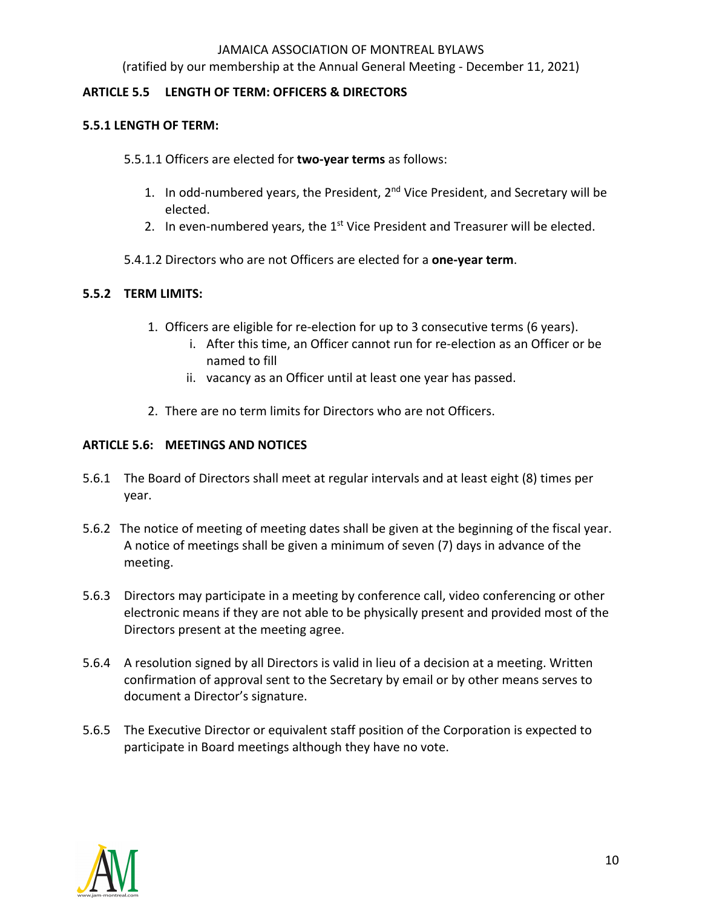**ARTICLE 5.5 LENGTH OF TERM: OFFICERS & DIRECTORS**

**5.5.1 LENGTH OF TERM:**

5.5.1.1 Officers are elected for **two-year terms** as follows:

1. In odd-numbered years, the President, 2nd Vice President, and Secretary will be elected.
2. In even-numbered years, the 1st Vice President and Treasurer will be elected.

5.4.1.2 Directors who are not Officers are elected for a **one-year term**.

**5.5.2 TERM LIMITS:**

1. Officers are eligible for re-election for up to 3 consecutive terms (6 years).
   1. After this time, an Officer cannot run for re-election as an Officer or be named to fill
   2. vacancy as an Officer until at least one year has passed.
2. There are no term limits for Directors who are not Officers.

**ARTICLE 5.6: MEETINGS AND NOTICES**

5.6.1 The Board of Directors shall meet at regular intervals and at least eight (8) times per year.

5.6.2 The notice of meeting of meeting dates shall be given at the beginning of the fiscal year. A notice of meetings shall be given a minimum of seven (7) days in advance of the meeting.

5.6.3 Directors may participate in a meeting by conference call, video conferencing or other electronic means if they are not able to be physically present and provided most of the Directors present at the meeting agree.

5.6.4 A resolution signed by all Directors is valid in lieu of a decision at a meeting. Written confirmation of approval sent to the Secretary by email or by other means serves to document a Director's signature.

5.6.5 The Executive Director or equivalent staff position of the Corporation is expected to participate in Board meetings although they have no vote.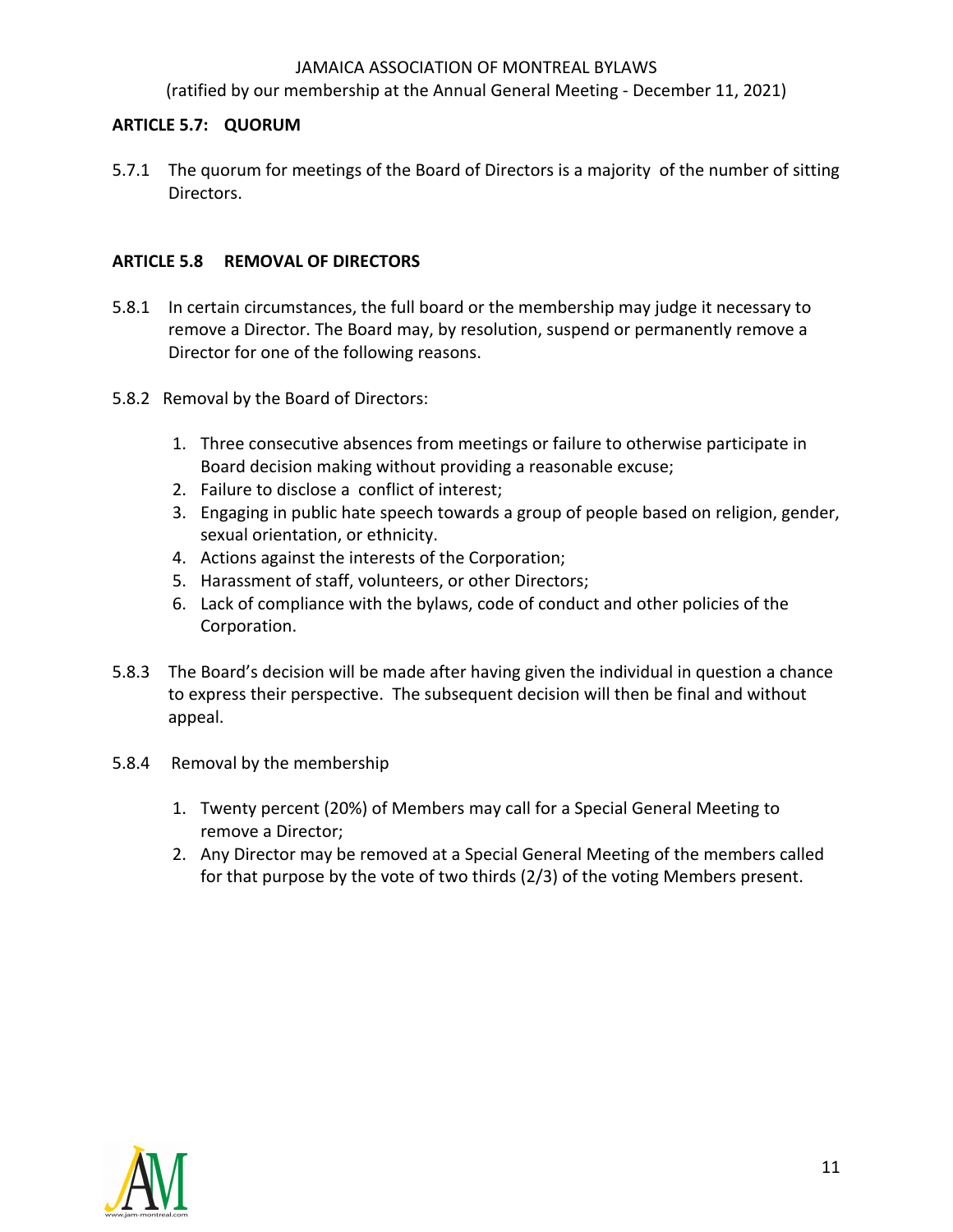### ARTICLE 5.7: QUORUM

5.7.1 The quorum for meetings of the Board of Directors is a majority of the number of sitting Directors.

### ARTICLE 5.8 REMOVAL OF DIRECTORS

5.8.1 In certain circumstances, the full board or the membership may judge it necessary to remove a Director. The Board may, by resolution, suspend or permanently remove a Director for one of the following reasons.

5.8.2 Removal by the Board of Directors:

1. Three consecutive absences from meetings or failure to otherwise participate in Board decision making without providing a reasonable excuse;
2. Failure to disclose a conflict of interest;
3. Engaging in public hate speech towards a group of people based on religion, gender, sexual orientation, or ethnicity.
4. Actions against the interests of the Corporation;
5. Harassment of staff, volunteers, or other Directors;
6. Lack of compliance with the bylaws, code of conduct and other policies of the Corporation.

5.8.3 The Board's decision will be made after having given the individual in question a chance to express their perspective. The subsequent decision will then be final and without appeal.

5.8.4 Removal by the membership

1. Twenty percent (20%) of Members may call for a Special General Meeting to remove a Director;
2. Any Director may be removed at a Special General Meeting of the members called for that purpose by the vote of two thirds (2/3) of the voting Members present.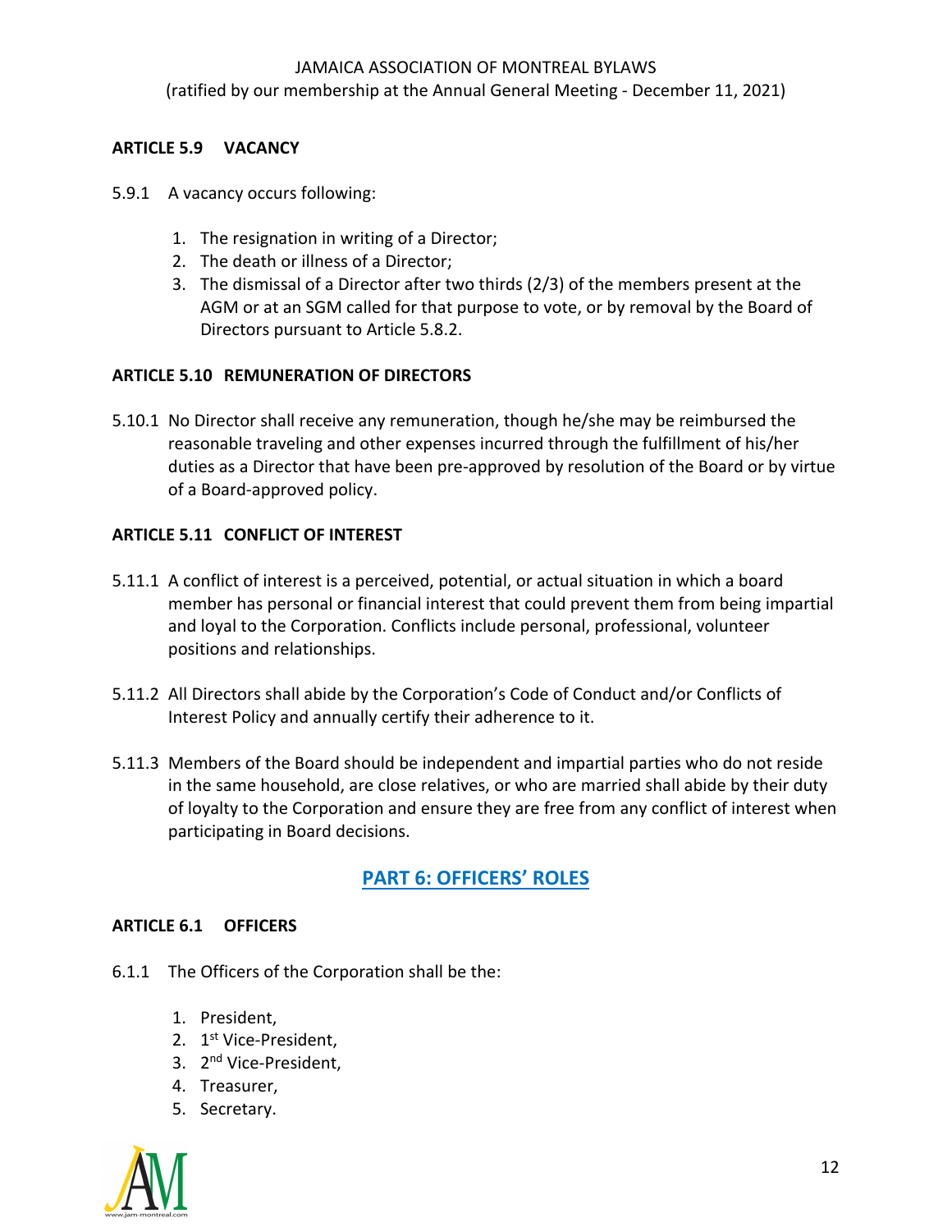### ARTICLE 5.9 VACANCY

5.9.1 A vacancy occurs following:

1. The resignation in writing of a Director;
2. The death or illness of a Director;
3. The dismissal of a Director after two thirds (2/3) of the members present at the AGM or at an SGM called for that purpose to vote, or by removal by the Board of Directors pursuant to Article 5.8.2.

### ARTICLE 5.10 REMUNERATION OF DIRECTORS

5.10.1 No Director shall receive any remuneration, though he/she may be reimbursed the reasonable traveling and other expenses incurred through the fulfillment of his/her duties as a Director that have been pre-approved by resolution of the Board or by virtue of a Board-approved policy.

### ARTICLE 5.11 CONFLICT OF INTEREST

5.11.1 A conflict of interest is a perceived, potential, or actual situation in which a board member has personal or financial interest that could prevent them from being impartial and loyal to the Corporation. Conflicts include personal, professional, volunteer positions and relationships.

5.11.2 All Directors shall abide by the Corporation's Code of Conduct and/or Conflicts of Interest Policy and annually certify their adherence to it.

5.11.3 Members of the Board should be independent and impartial parties who do not reside in the same household, are close relatives, or who are married shall abide by their duty of loyalty to the Corporation and ensure they are free from any conflict of interest when participating in Board decisions.

## PART 6: OFFICERS' ROLES

### ARTICLE 6.1 OFFICERS

6.1.1 The Officers of the Corporation shall be the:

1. President,
2. 1st Vice-President,
3. 2nd Vice-President,
4. Treasurer,
5. Secretary.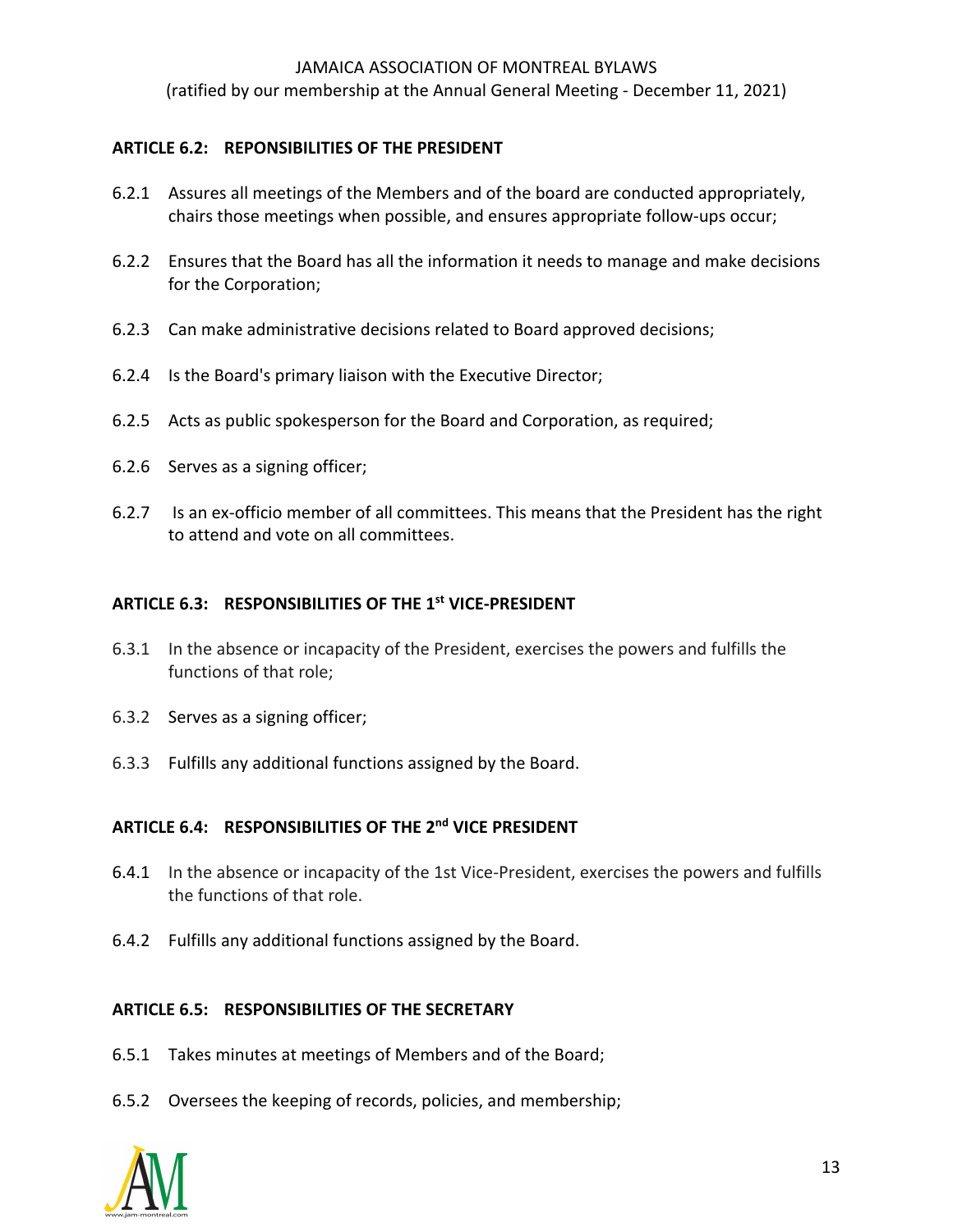### ARTICLE 6.2: REPONSIBILITIES OF THE PRESIDENT

6.2.1 Assures all meetings of the Members and of the board are conducted appropriately, chairs those meetings when possible, and ensures appropriate follow-ups occur;

6.2.2 Ensures that the Board has all the information it needs to manage and make decisions for the Corporation;

6.2.3 Can make administrative decisions related to Board approved decisions;

6.2.4 Is the Board's primary liaison with the Executive Director;

6.2.5 Acts as public spokesperson for the Board and Corporation, as required;

6.2.6 Serves as a signing officer;

6.2.7 Is an ex-officio member of all committees. This means that the President has the right to attend and vote on all committees.

### ARTICLE 6.3: RESPONSIBILITIES OF THE 1st VICE-PRESIDENT

6.3.1 In the absence or incapacity of the President, exercises the powers and fulfills the functions of that role;

6.3.2 Serves as a signing officer;

6.3.3 Fulfills any additional functions assigned by the Board.

### ARTICLE 6.4: RESPONSIBILITIES OF THE 2nd VICE PRESIDENT

6.4.1 In the absence or incapacity of the 1st Vice-President, exercises the powers and fulfills the functions of that role.

6.4.2 Fulfills any additional functions assigned by the Board.

### ARTICLE 6.5: RESPONSIBILITIES OF THE SECRETARY

6.5.1 Takes minutes at meetings of Members and of the Board;

6.5.2 Oversees the keeping of records, policies, and membership;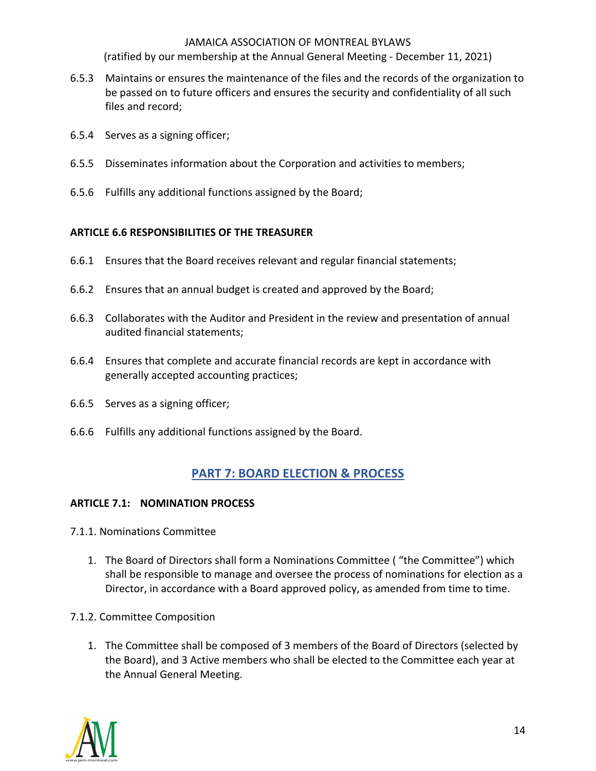6.5.3 Maintains or ensures the maintenance of the files and the records of the organization to be passed on to future officers and ensures the security and confidentiality of all such files and record;

6.5.4 Serves as a signing officer;

6.5.5 Disseminates information about the Corporation and activities to members;

6.5.6 Fulfills any additional functions assigned by the Board;

**ARTICLE 6.6 RESPONSIBILITIES OF THE TREASURER**

6.6.1 Ensures that the Board receives relevant and regular financial statements;

6.6.2 Ensures that an annual budget is created and approved by the Board;

6.6.3 Collaborates with the Auditor and President in the review and presentation of annual audited financial statements;

6.6.4 Ensures that complete and accurate financial records are kept in accordance with generally accepted accounting practices;

6.6.5 Serves as a signing officer;

6.6.6 Fulfills any additional functions assigned by the Board.

## PART 7: BOARD ELECTION & PROCESS

**ARTICLE 7.1: NOMINATION PROCESS**

7.1.1. Nominations Committee

1. The Board of Directors shall form a Nominations Committee ( "the Committee") which shall be responsible to manage and oversee the process of nominations for election as a Director, in accordance with a Board approved policy, as amended from time to time.

7.1.2. Committee Composition

1. The Committee shall be composed of 3 members of the Board of Directors (selected by the Board), and 3 Active members who shall be elected to the Committee each year at the Annual General Meeting.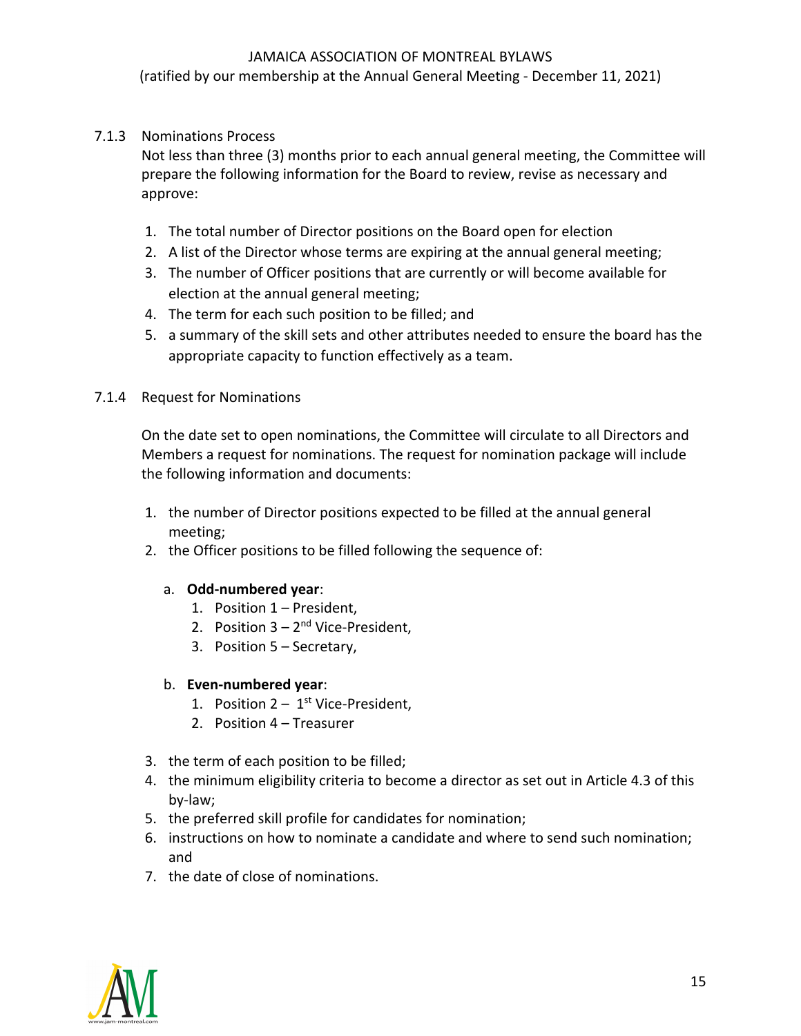### 7.1.3 Nominations Process

Not less than three (3) months prior to each annual general meeting, the Committee will prepare the following information for the Board to review, revise as necessary and approve:

1. The total number of Director positions on the Board open for election
2. A list of the Director whose terms are expiring at the annual general meeting;
3. The number of Officer positions that are currently or will become available for election at the annual general meeting;
4. The term for each such position to be filled; and
5. a summary of the skill sets and other attributes needed to ensure the board has the appropriate capacity to function effectively as a team.

### 7.1.4 Request for Nominations

On the date set to open nominations, the Committee will circulate to all Directors and Members a request for nominations. The request for nomination package will include the following information and documents:

1. the number of Director positions expected to be filled at the annual general meeting;
2. the Officer positions to be filled following the sequence of:

   a. **Odd-numbered year**:
      1. Position 1 – President,
      2. Position 3 – 2nd Vice-President,
      3. Position 5 – Secretary,

   b. **Even-numbered year**:
      1. Position 2 – 1st Vice-President,
      2. Position 4 – Treasurer

3. the term of each position to be filled;
4. the minimum eligibility criteria to become a director as set out in Article 4.3 of this by-law;
5. the preferred skill profile for candidates for nomination;
6. instructions on how to nominate a candidate and where to send such nomination; and
7. the date of close of nominations.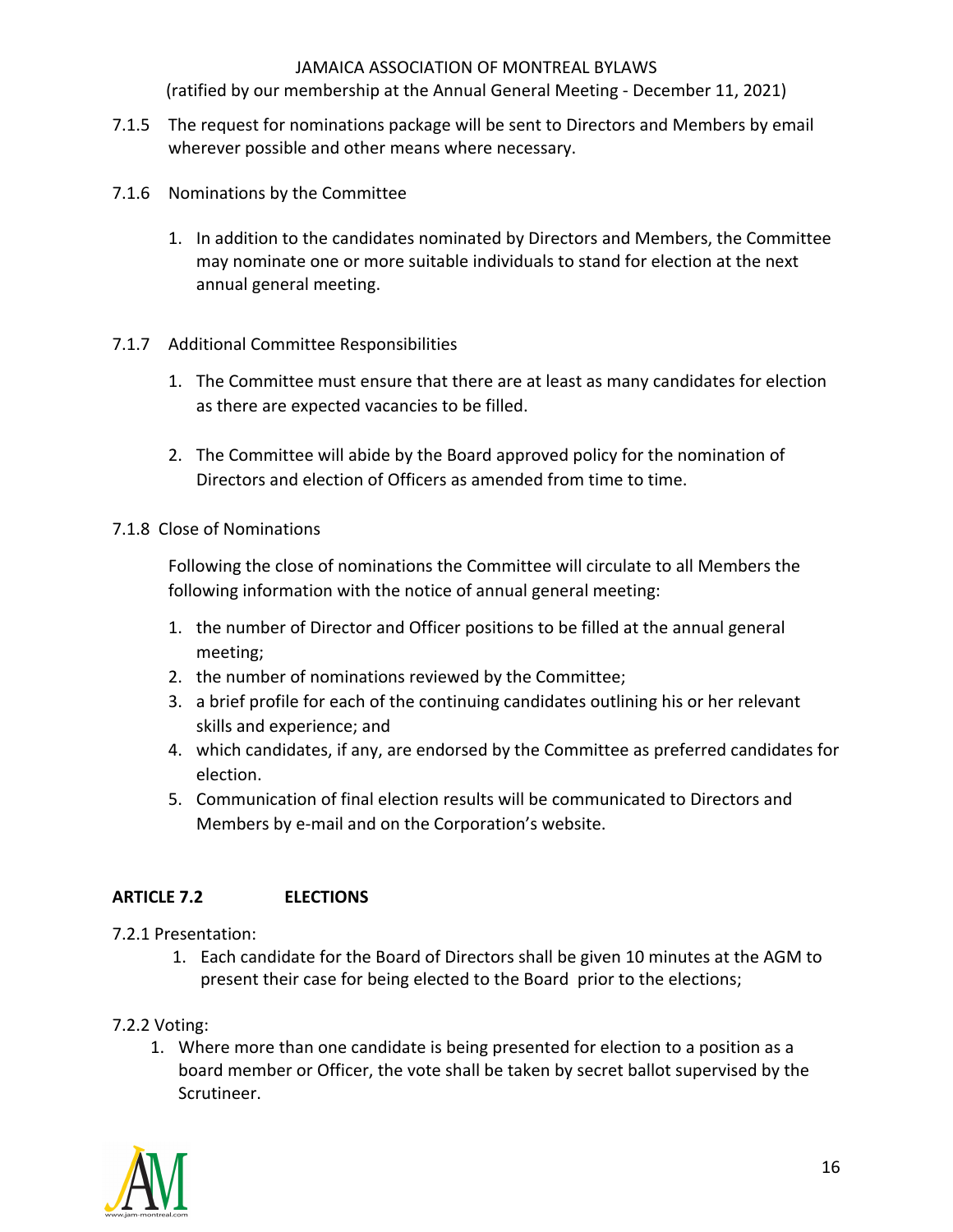7.1.5 The request for nominations package will be sent to Directors and Members by email wherever possible and other means where necessary.

7.1.6 Nominations by the Committee

1. In addition to the candidates nominated by Directors and Members, the Committee may nominate one or more suitable individuals to stand for election at the next annual general meeting.

7.1.7 Additional Committee Responsibilities

1. The Committee must ensure that there are at least as many candidates for election as there are expected vacancies to be filled.

2. The Committee will abide by the Board approved policy for the nomination of Directors and election of Officers as amended from time to time.

7.1.8 Close of Nominations

Following the close of nominations the Committee will circulate to all Members the following information with the notice of annual general meeting:

1. the number of Director and Officer positions to be filled at the annual general meeting;
2. the number of nominations reviewed by the Committee;
3. a brief profile for each of the continuing candidates outlining his or her relevant skills and experience; and
4. which candidates, if any, are endorsed by the Committee as preferred candidates for election.
5. Communication of final election results will be communicated to Directors and Members by e-mail and on the Corporation's website.

**ARTICLE 7.2 ELECTIONS**

7.2.1 Presentation:

1. Each candidate for the Board of Directors shall be given 10 minutes at the AGM to present their case for being elected to the Board prior to the elections;

7.2.2 Voting:

1. Where more than one candidate is being presented for election to a position as a board member or Officer, the vote shall be taken by secret ballot supervised by the Scrutineer.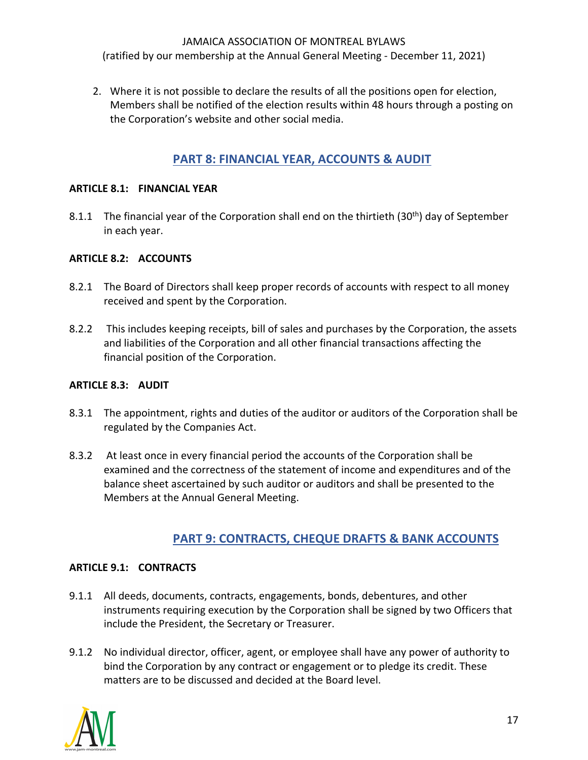2. Where it is not possible to declare the results of all the positions open for election, Members shall be notified of the election results within 48 hours through a posting on the Corporation's website and other social media.

## PART 8: FINANCIAL YEAR, ACCOUNTS & AUDIT

### ARTICLE 8.1: FINANCIAL YEAR

8.1.1 The financial year of the Corporation shall end on the thirtieth (30th) day of September in each year.

### ARTICLE 8.2: ACCOUNTS

8.2.1 The Board of Directors shall keep proper records of accounts with respect to all money received and spent by the Corporation.

8.2.2 This includes keeping receipts, bill of sales and purchases by the Corporation, the assets and liabilities of the Corporation and all other financial transactions affecting the financial position of the Corporation.

### ARTICLE 8.3: AUDIT

8.3.1 The appointment, rights and duties of the auditor or auditors of the Corporation shall be regulated by the Companies Act.

8.3.2 At least once in every financial period the accounts of the Corporation shall be examined and the correctness of the statement of income and expenditures and of the balance sheet ascertained by such auditor or auditors and shall be presented to the Members at the Annual General Meeting.

## PART 9: CONTRACTS, CHEQUE DRAFTS & BANK ACCOUNTS

### ARTICLE 9.1: CONTRACTS

9.1.1 All deeds, documents, contracts, engagements, bonds, debentures, and other instruments requiring execution by the Corporation shall be signed by two Officers that include the President, the Secretary or Treasurer.

9.1.2 No individual director, officer, agent, or employee shall have any power of authority to bind the Corporation by any contract or engagement or to pledge its credit. These matters are to be discussed and decided at the Board level.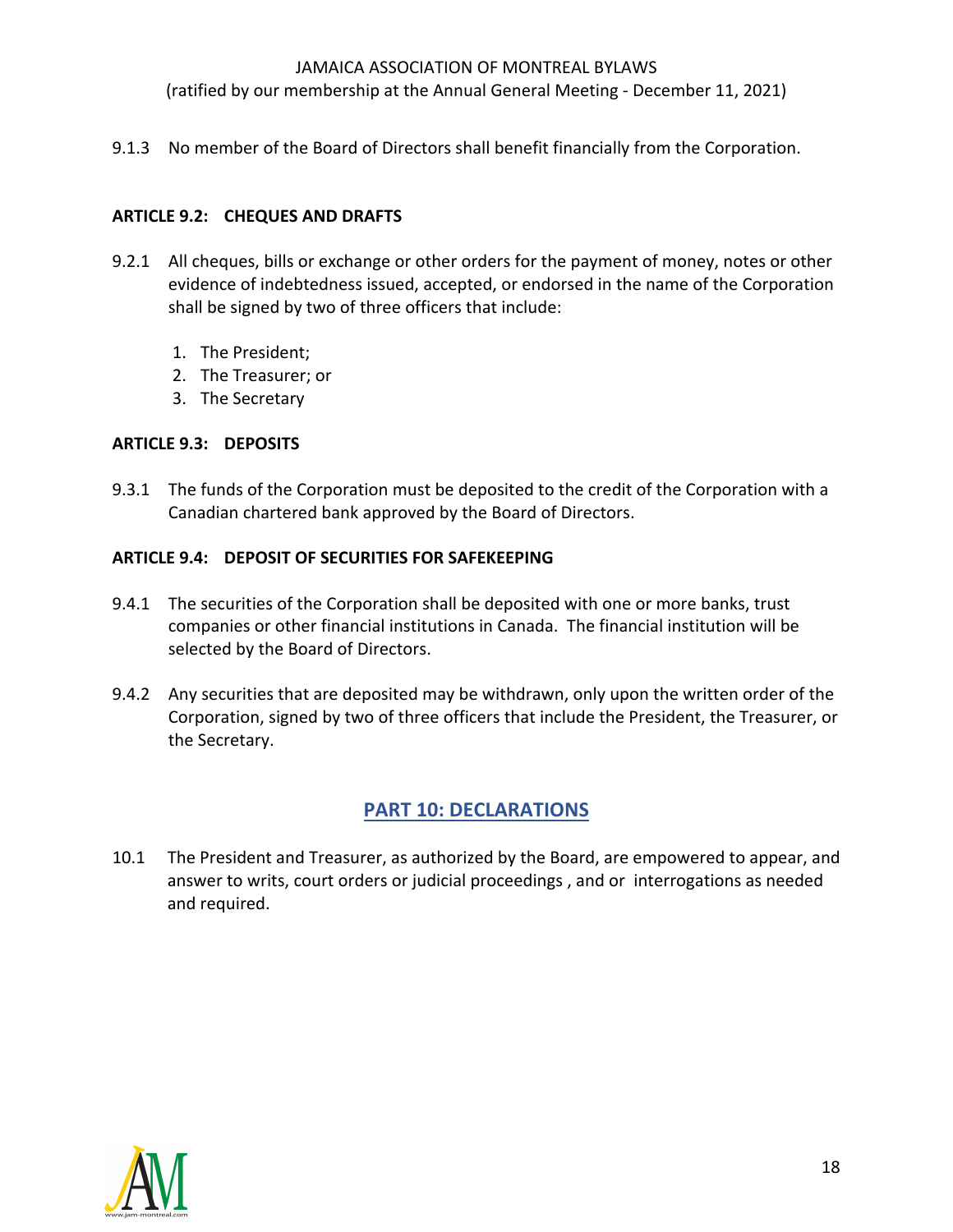9.1.3 No member of the Board of Directors shall benefit financially from the Corporation.

**ARTICLE 9.2: CHEQUES AND DRAFTS**

9.2.1 All cheques, bills or exchange or other orders for the payment of money, notes or other evidence of indebtedness issued, accepted, or endorsed in the name of the Corporation shall be signed by two of three officers that include:

1. The President;
2. The Treasurer; or
3. The Secretary

**ARTICLE 9.3: DEPOSITS**

9.3.1 The funds of the Corporation must be deposited to the credit of the Corporation with a Canadian chartered bank approved by the Board of Directors.

**ARTICLE 9.4: DEPOSIT OF SECURITIES FOR SAFEKEEPING**

9.4.1 The securities of the Corporation shall be deposited with one or more banks, trust companies or other financial institutions in Canada. The financial institution will be selected by the Board of Directors.

9.4.2 Any securities that are deposited may be withdrawn, only upon the written order of the Corporation, signed by two of three officers that include the President, the Treasurer, or the Secretary.

## PART 10: DECLARATIONS

10.1 The President and Treasurer, as authorized by the Board, are empowered to appear, and answer to writs, court orders or judicial proceedings , and or interrogations as needed and required.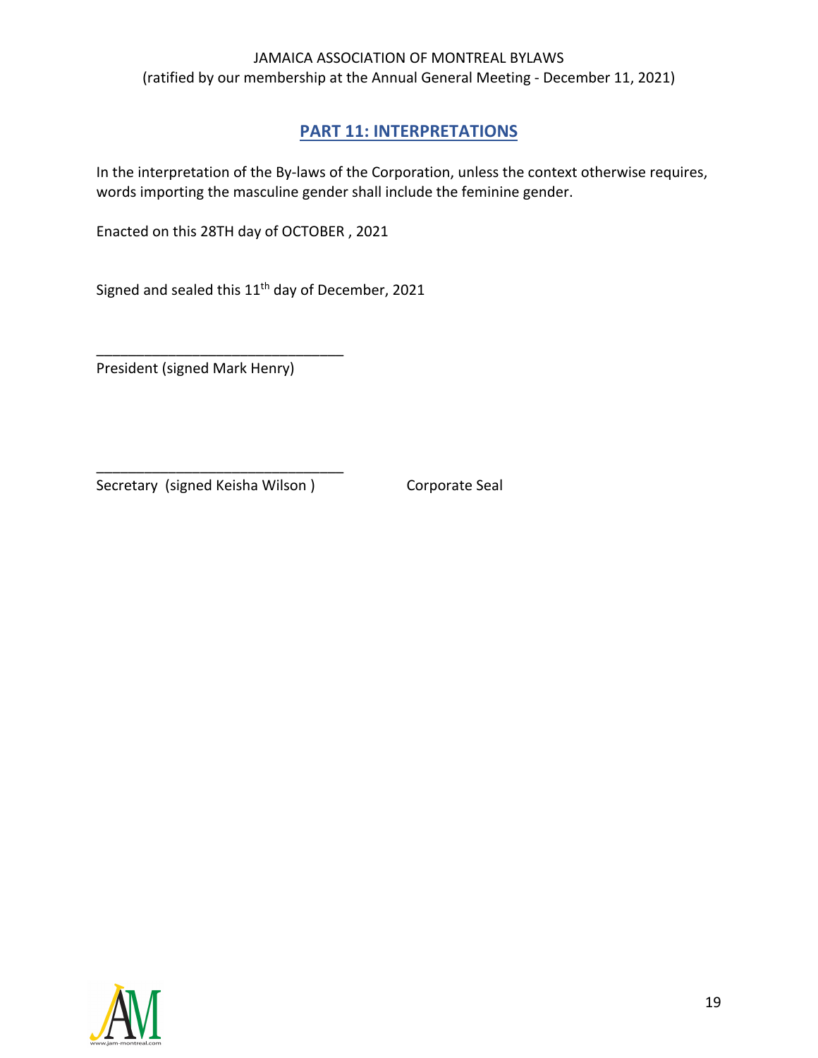## PART 11: INTERPRETATIONS

In the interpretation of the By-laws of the Corporation, unless the context otherwise requires, words importing the masculine gender shall include the feminine gender.

Enacted on this 28TH day of OCTOBER , 2021

Signed and sealed this 11th day of December, 2021

\_\_\_\_\_\_\_\_\_\_\_\_\_\_\_\_\_\_\_\_\_\_\_\_\_\_\_\_\_\_\_\_

President (signed Mark Henry)

\_\_\_\_\_\_\_\_\_\_\_\_\_\_\_\_\_\_\_\_\_\_\_\_\_\_\_\_\_\_\_\_

Secretary (signed Keisha Wilson ) Corporate Seal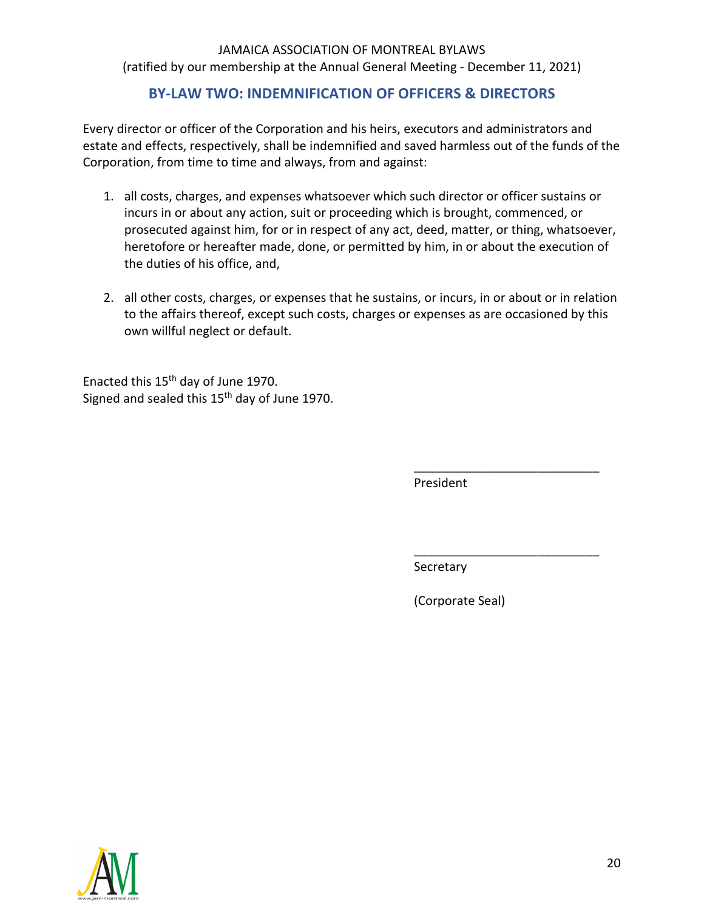## BY-LAW TWO: INDEMNIFICATION OF OFFICERS & DIRECTORS

Every director or officer of the Corporation and his heirs, executors and administrators and estate and effects, respectively, shall be indemnified and saved harmless out of the funds of the Corporation, from time to time and always, from and against:

1. all costs, charges, and expenses whatsoever which such director or officer sustains or incurs in or about any action, suit or proceeding which is brought, commenced, or prosecuted against him, for or in respect of any act, deed, matter, or thing, whatsoever, heretofore or hereafter made, done, or permitted by him, in or about the execution of the duties of his office, and,

2. all other costs, charges, or expenses that he sustains, or incurs, in or about or in relation to the affairs thereof, except such costs, charges or expenses as are occasioned by this own willful neglect or default.

Enacted this 15th day of June 1970.
Signed and sealed this 15th day of June 1970.

\_\_\_\_\_\_\_\_\_\_\_\_\_\_\_\_\_\_\_\_\_\_\_\_\_\_\_
President

\_\_\_\_\_\_\_\_\_\_\_\_\_\_\_\_\_\_\_\_\_\_\_\_\_\_\_
Secretary

(Corporate Seal)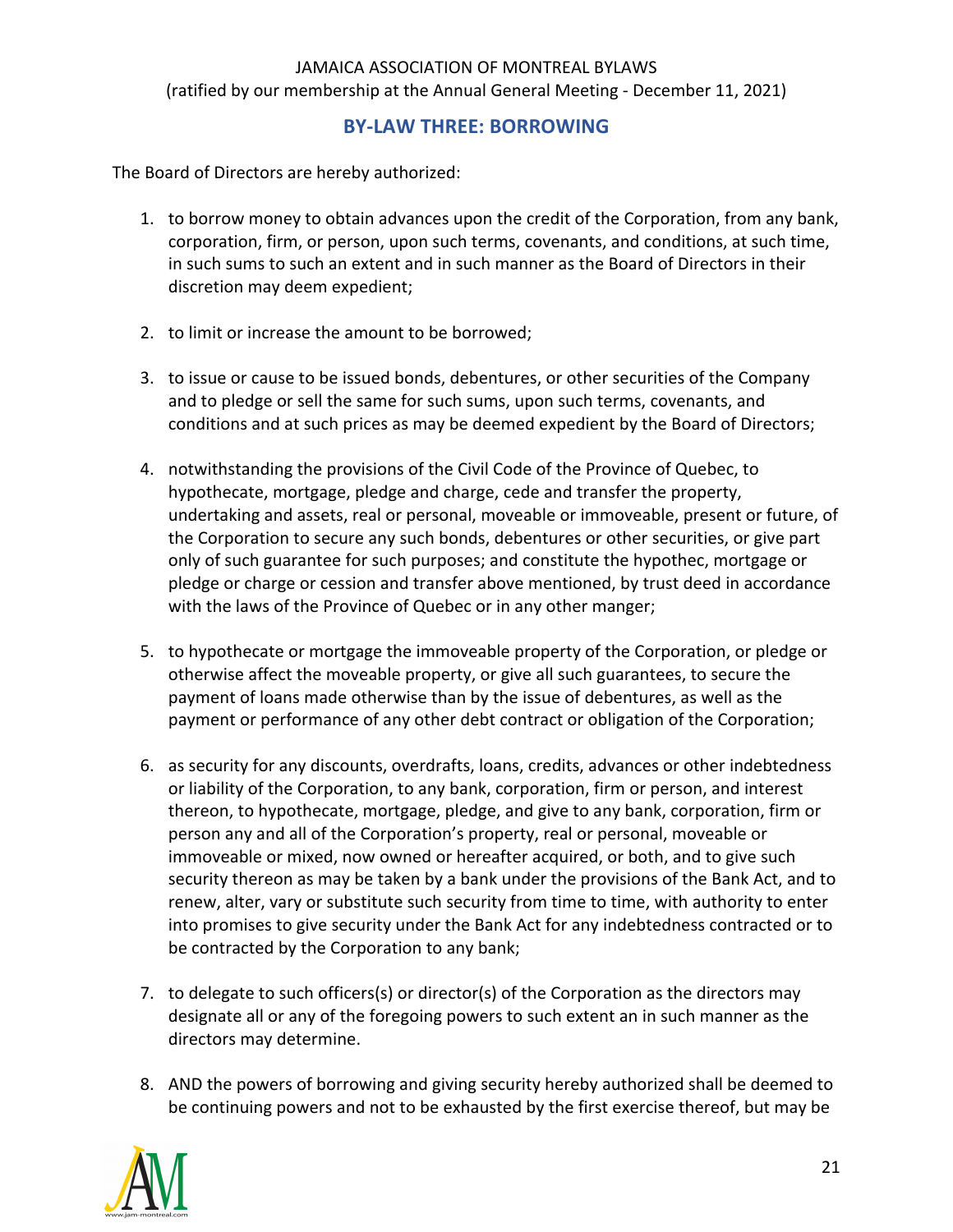## BY-LAW THREE: BORROWING

The Board of Directors are hereby authorized:

1. to borrow money to obtain advances upon the credit of the Corporation, from any bank, corporation, firm, or person, upon such terms, covenants, and conditions, at such time, in such sums to such an extent and in such manner as the Board of Directors in their discretion may deem expedient;

2. to limit or increase the amount to be borrowed;

3. to issue or cause to be issued bonds, debentures, or other securities of the Company and to pledge or sell the same for such sums, upon such terms, covenants, and conditions and at such prices as may be deemed expedient by the Board of Directors;

4. notwithstanding the provisions of the Civil Code of the Province of Quebec, to hypothecate, mortgage, pledge and charge, cede and transfer the property, undertaking and assets, real or personal, moveable or immoveable, present or future, of the Corporation to secure any such bonds, debentures or other securities, or give part only of such guarantee for such purposes; and constitute the hypothec, mortgage or pledge or charge or cession and transfer above mentioned, by trust deed in accordance with the laws of the Province of Quebec or in any other manger;

5. to hypothecate or mortgage the immoveable property of the Corporation, or pledge or otherwise affect the moveable property, or give all such guarantees, to secure the payment of loans made otherwise than by the issue of debentures, as well as the payment or performance of any other debt contract or obligation of the Corporation;

6. as security for any discounts, overdrafts, loans, credits, advances or other indebtedness or liability of the Corporation, to any bank, corporation, firm or person, and interest thereon, to hypothecate, mortgage, pledge, and give to any bank, corporation, firm or person any and all of the Corporation's property, real or personal, moveable or immoveable or mixed, now owned or hereafter acquired, or both, and to give such security thereon as may be taken by a bank under the provisions of the Bank Act, and to renew, alter, vary or substitute such security from time to time, with authority to enter into promises to give security under the Bank Act for any indebtedness contracted or to be contracted by the Corporation to any bank;

7. to delegate to such officers(s) or director(s) of the Corporation as the directors may designate all or any of the foregoing powers to such extent an in such manner as the directors may determine.

8. AND the powers of borrowing and giving security hereby authorized shall be deemed to be continuing powers and not to be exhausted by the first exercise thereof, but may be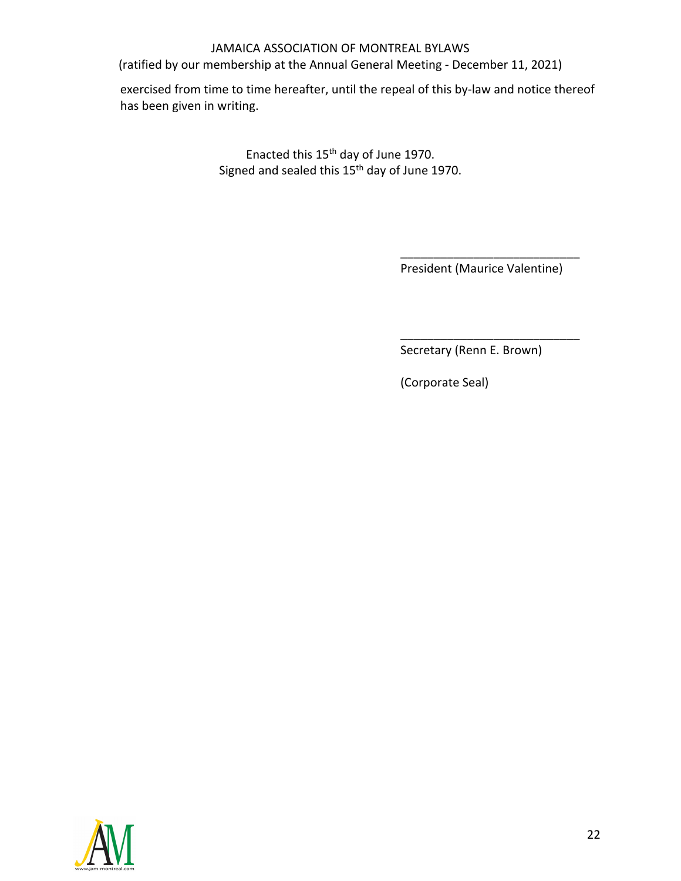exercised from time to time hereafter, until the repeal of this by-law and notice thereof has been given in writing.

Enacted this 15th day of June 1970.
Signed and sealed this 15th day of June 1970.

\_\_\_\_\_\_\_\_\_\_\_\_\_\_\_\_\_\_\_\_\_\_\_\_\_\_\_\_
President (Maurice Valentine)

\_\_\_\_\_\_\_\_\_\_\_\_\_\_\_\_\_\_\_\_\_\_\_\_\_\_\_\_
Secretary (Renn E. Brown)

(Corporate Seal)